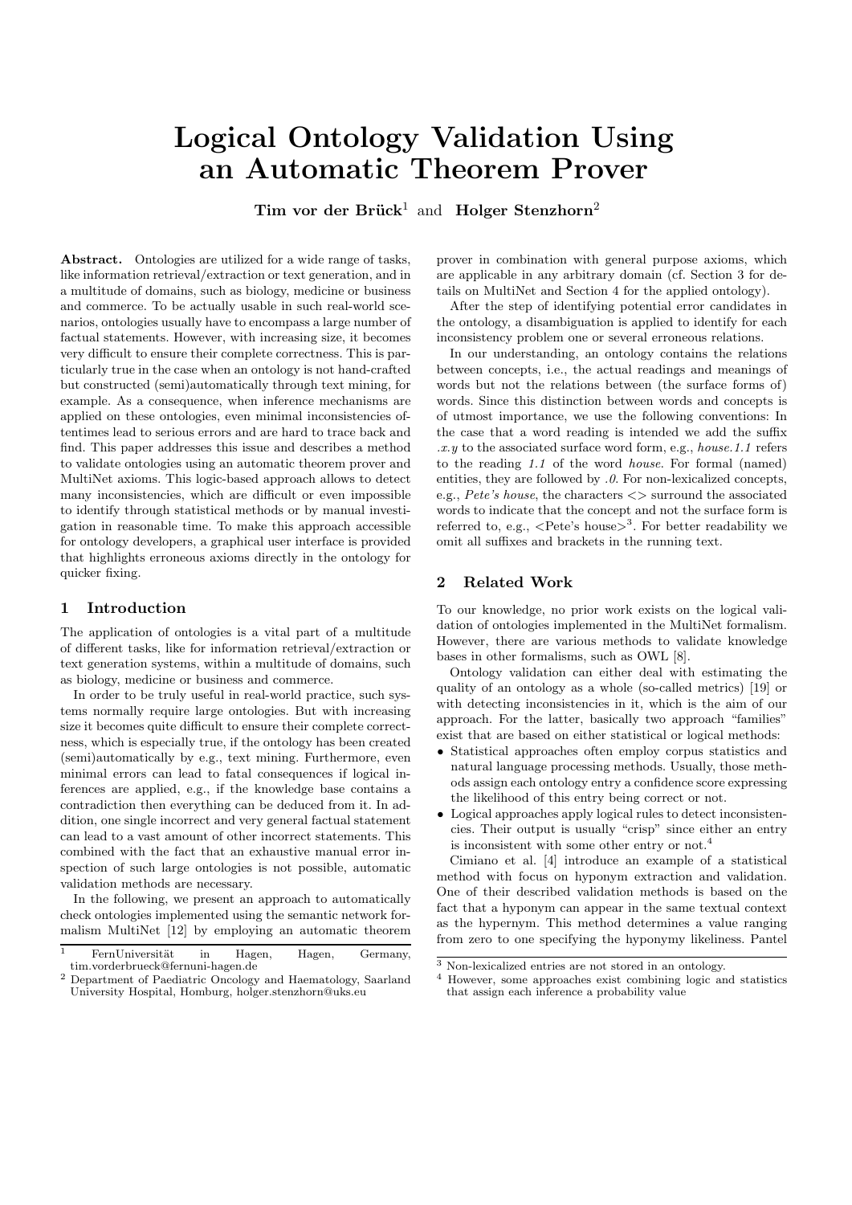# Logical Ontology Validation Using an Automatic Theorem Prover

**Tim vor der Brück**[1] and **Holger Stenzhorn**[2]

**Abstract.** Ontologies are utilized for a wide range of tasks, like information retrieval/extraction or text generation, and in a multitude of domains, such as biology, medicine or business and commerce. To be actually usable in such real-world scenarios, ontologies usually have to encompass a large number of factual statements. However, with increasing size, it becomes very difficult to ensure their complete correctness. This is particularly true in the case when an ontology is not hand-crafted but constructed (semi)automatically through text mining, for example. As a consequence, when inference mechanisms are applied on these ontologies, even minimal inconsistencies oftentimes lead to serious errors and are hard to trace back and find. This paper addresses this issue and describes a method to validate ontologies using an automatic theorem prover and MultiNet axioms. This logic-based approach allows to detect many inconsistencies, which are difficult or even impossible to identify through statistical methods or by manual investigation in reasonable time. To make this approach accessible for ontology developers, a graphical user interface is provided that highlights erroneous axioms directly in the ontology for quicker fixing.

## 1 Introduction

The application of ontologies is a vital part of a multitude of different tasks, like for information retrieval/extraction or text generation systems, within a multitude of domains, such as biology, medicine or business and commerce.

In order to be truly useful in real-world practice, such systems normally require large ontologies. But with increasing size it becomes quite difficult to ensure their complete correctness, which is especially true, if the ontology has been created (semi)automatically by e.g., text mining. Furthermore, even minimal errors can lead to fatal consequences if logical inferences are applied, e.g., if the knowledge base contains a contradiction then everything can be deduced from it. In addition, one single incorrect and very general factual statement can lead to a vast amount of other incorrect statements. This combined with the fact that an exhaustive manual error inspection of such large ontologies is not possible, automatic validation methods are necessary.

In the following, we present an approach to automatically check ontologies implemented using the semantic network formalism MultiNet [12] by employing an automatic theorem prover in combination with general purpose axioms, which are applicable in any arbitrary domain (cf. Section 3 for details on MultiNet and Section 4 for the applied ontology).

After the step of identifying potential error candidates in the ontology, a disambiguation is applied to identify for each inconsistency problem one or several erroneous relations.

In our understanding, an ontology contains the relations between concepts, i.e., the actual readings and meanings of words but not the relations between (the surface forms of) words. Since this distinction between words and concepts is of utmost importance, we use the following conventions: In the case that a word reading is intended we add the suffix *.x.y* to the associated surface word form, e.g., *house.1.1* refers to the reading *1.1* of the word *house*. For formal (named) entities, they are followed by *.0*. For non-lexicalized concepts, e.g., *Pete's house*, the characters <> surround the associated words to indicate that the concept and not the surface form is referred to, e.g., <Pete's house>[3]. For better readability we omit all suffixes and brackets in the running text.

## 2 Related Work

To our knowledge, no prior work exists on the logical validation of ontologies implemented in the MultiNet formalism. However, there are various methods to validate knowledge bases in other formalisms, such as OWL [8].

Ontology validation can either deal with estimating the quality of an ontology as a whole (so-called metrics) [19] or with detecting inconsistencies in it, which is the aim of our approach. For the latter, basically two approach "families" exist that are based on either statistical or logical methods:

- Statistical approaches often employ corpus statistics and natural language processing methods. Usually, those methods assign each ontology entry a confidence score expressing the likelihood of this entry being correct or not.
- Logical approaches apply logical rules to detect inconsistencies. Their output is usually "crisp" since either an entry is inconsistent with some other entry or not.[4]

Cimiano et al. [4] introduce an example of a statistical method with focus on hyponym extraction and validation. One of their described validation methods is based on the fact that a hyponym can appear in the same textual context as the hypernym. This method determines a value ranging from zero to one specifying the hyponymy likeliness. Pantel

[1] FernUniversität in Hagen, Hagen, Germany, tim.vorderbrueck@fernuni-hagen.de

[2] Department of Paediatric Oncology and Haematology, Saarland University Hospital, Homburg, holger.stenzhorn@uks.eu

[3] Non-lexicalized entries are not stored in an ontology.

[4] However, some approaches exist combining logic and statistics that assign each inference a probability value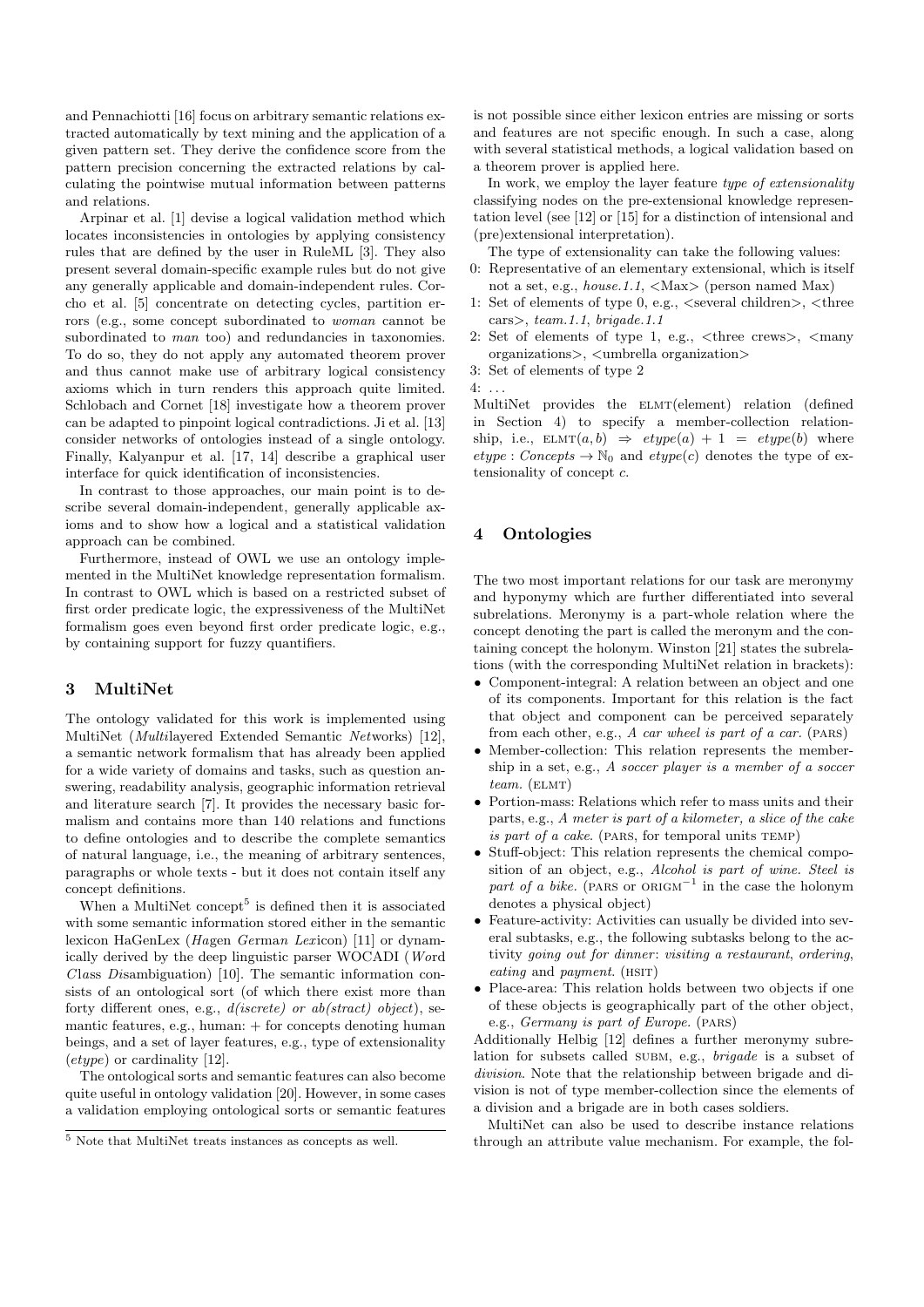and Pennachiotti [16] focus on arbitrary semantic relations extracted automatically by text mining and the application of a given pattern set. They derive the confidence score from the pattern precision concerning the extracted relations by calculating the pointwise mutual information between patterns and relations.

Arpinar et al. [1] devise a logical validation method which locates inconsistencies in ontologies by applying consistency rules that are defined by the user in RuleML [3]. They also present several domain-specific example rules but do not give any generally applicable and domain-independent rules. Corcho et al. [5] concentrate on detecting cycles, partition errors (e.g., some concept subordinated to *woman* cannot be subordinated to *man* too) and redundancies in taxonomies. To do so, they do not apply any automated theorem prover and thus cannot make use of arbitrary logical consistency axioms which in turn renders this approach quite limited. Schlobach and Cornet [18] investigate how a theorem prover can be adapted to pinpoint logical contradictions. Ji et al. [13] consider networks of ontologies instead of a single ontology. Finally, Kalyanpur et al. [17, 14] describe a graphical user interface for quick identification of inconsistencies.

In contrast to those approaches, our main point is to describe several domain-independent, generally applicable axioms and to show how a logical and a statistical validation approach can be combined.

Furthermore, instead of OWL we use an ontology implemented in the MultiNet knowledge representation formalism. In contrast to OWL which is based on a restricted subset of first order predicate logic, the expressiveness of the MultiNet formalism goes even beyond first order predicate logic, e.g., by containing support for fuzzy quantifiers.

## 3 MultiNet

The ontology validated for this work is implemented using MultiNet (*Multi*layered Extended Semantic *Net*works) [12], a semantic network formalism that has already been applied for a wide variety of domains and tasks, such as question answering, readability analysis, geographic information retrieval and literature search [7]. It provides the necessary basic formalism and contains more than 140 relations and functions to define ontologies and to describe the complete semantics of natural language, i.e., the meaning of arbitrary sentences, paragraphs or whole texts - but it does not contain itself any concept definitions.

When a MultiNet concept[5] is defined then it is associated with some semantic information stored either in the semantic lexicon HaGenLex (*Ha*gen *Ge*rman *Lex*icon) [11] or dynamically derived by the deep linguistic parser WOCADI (*Wo*rd *C*lass *Di*sambiguation) [10]. The semantic information consists of an ontological sort (of which there exist more than forty different ones, e.g., *d(iscrete) or ab(stract) object*), semantic features, e.g., human: + for concepts denoting human beings, and a set of layer features, e.g., type of extensionality (*etype*) or cardinality [12].

The ontological sorts and semantic features can also become quite useful in ontology validation [20]. However, in some cases a validation employing ontological sorts or semantic features is not possible since either lexicon entries are missing or sorts and features are not specific enough. In such a case, along with several statistical methods, a logical validation based on a theorem prover is applied here.

In work, we employ the layer feature *type of extensionality* classifying nodes on the pre-extensional knowledge representation level (see [12] or [15] for a distinction of intensional and (pre)extensional interpretation).

The type of extensionality can take the following values:

0: Representative of an elementary extensional, which is itself not a set, e.g., *house.1.1*, <Max> (person named Max)
1: Set of elements of type 0, e.g., <several children>, <three cars>, *team.1.1*, *brigade.1.1*
2: Set of elements of type 1, e.g., <three crews>, <many organizations>, <umbrella organization>
3: Set of elements of type 2
4: ...

MultiNet provides the ELMT(element) relation (defined in Section 4) to specify a member-collection relationship, i.e., $\text{ELMT}(a,b) \Rightarrow etype(a) + 1 = etype(b)$ where $etype : Concepts \rightarrow \mathbb{N}_0$ and $etype(c)$ denotes the type of extensionality of concept $c$.

## 4 Ontologies

The two most important relations for our task are meronymy and hyponymy which are further differentiated into several subrelations. Meronymy is a part-whole relation where the concept denoting the part is called the meronym and the containing concept the holonym. Winston [21] states the subrelations (with the corresponding MultiNet relation in brackets):

- Component-integral: A relation between an object and one of its components. Important for this relation is the fact that object and component can be perceived separately from each other, e.g., *A car wheel is part of a car.* (PARS)
- Member-collection: This relation represents the membership in a set, e.g., *A soccer player is a member of a soccer team.* (ELMT)
- Portion-mass: Relations which refer to mass units and their parts, e.g., *A meter is part of a kilometer, a slice of the cake is part of a cake.* (PARS, for temporal units TEMP)
- Stuff-object: This relation represents the chemical composition of an object, e.g., *Alcohol is part of wine. Steel is part of a bike.* (PARS or $\text{ORIGM}^{-1}$ in the case the holonym denotes a physical object)
- Feature-activity: Activities can usually be divided into several subtasks, e.g., the following subtasks belong to the activity *going out for dinner*: *visiting a restaurant*, *ordering*, *eating* and *payment*. (HSIT)
- Place-area: This relation holds between two objects if one of these objects is geographically part of the other object, e.g., *Germany is part of Europe.* (PARS)

Additionally Helbig [12] defines a further meronymy subrelation for subsets called SUBM, e.g., *brigade* is a subset of *division*. Note that the relationship between brigade and division is not of type member-collection since the elements of a division and a brigade are in both cases soldiers.

MultiNet can also be used to describe instance relations through an attribute value mechanism. For example, the fol-

[5] Note that MultiNet treats instances as concepts as well.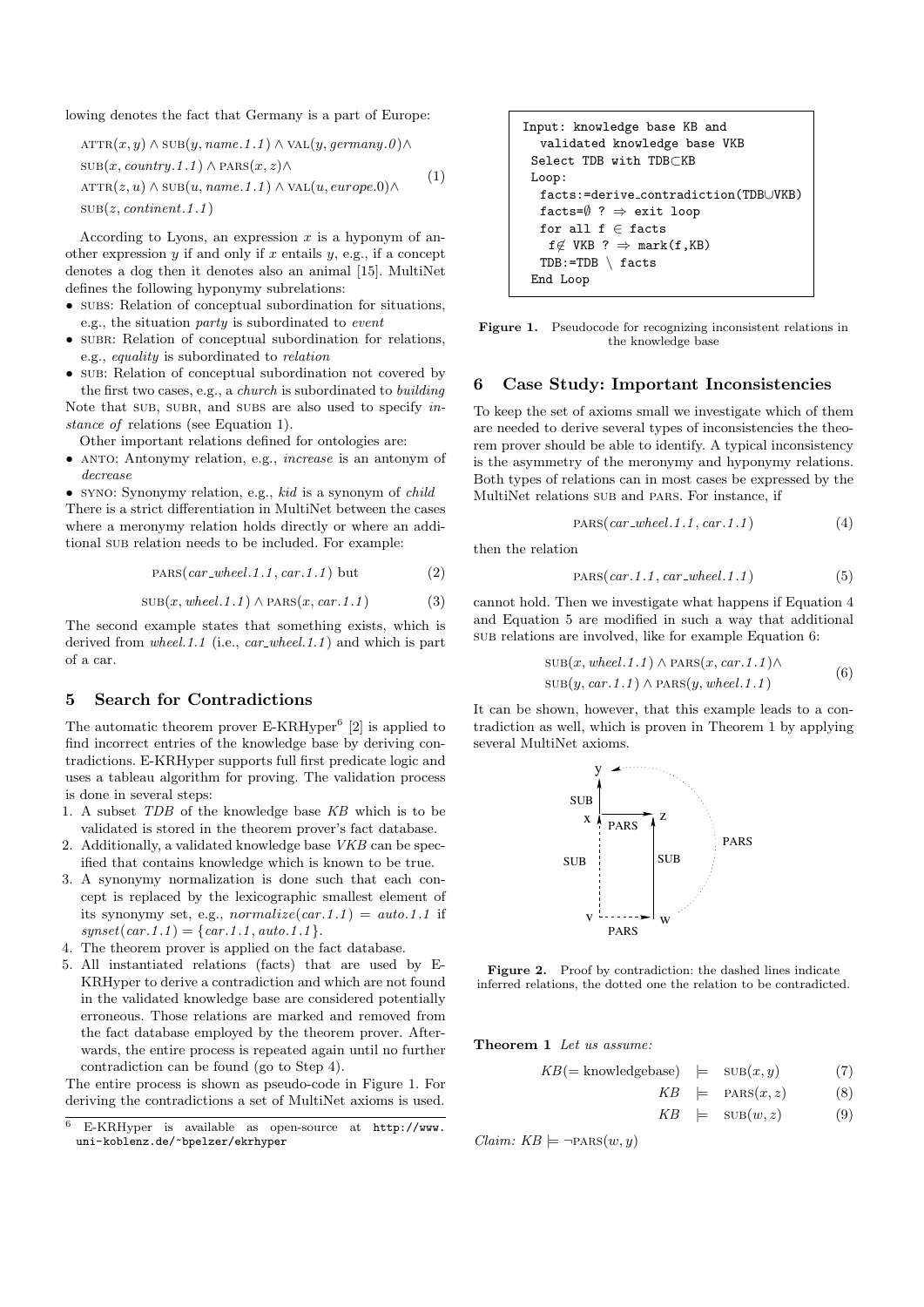lowing denotes the fact that Germany is a part of Europe:

$$
\begin{aligned}
&\text{ATTR}(x,y) \wedge \text{SUB}(y, \textit{name.1.1}) \wedge \text{VAL}(y, \textit{germany.0}) \wedge \\
&\text{SUB}(x, \textit{country.1.1}) \wedge \text{PARS}(x,z) \wedge \\
&\text{ATTR}(z,u) \wedge \text{SUB}(u, \textit{name.1.1}) \wedge \text{VAL}(u, \textit{europe.0}) \wedge \\
&\text{SUB}(z, \textit{continent.1.1})
\end{aligned} \tag{1}
$$

According to Lyons, an expression $x$ is a hyponym of another expression $y$ if and only if $x$ entails $y$, e.g., if a concept denotes a dog then it denotes also an animal [15]. MultiNet defines the following hyponymy subrelations:

- SUBS: Relation of conceptual subordination for situations, e.g., the situation *party* is subordinated to *event*
- SUBR: Relation of conceptual subordination for relations, e.g., *equality* is subordinated to *relation*
- SUB: Relation of conceptual subordination not covered by the first two cases, e.g., a *church* is subordinated to *building*

Note that SUB, SUBR, and SUBS are also used to specify *instance of* relations (see Equation 1).

Other important relations defined for ontologies are:

- ANTO: Antonymy relation, e.g., *increase* is an antonym of *decrease*
- SYNO: Synonymy relation, e.g., *kid* is a synonym of *child*

There is a strict differentiation in MultiNet between the cases where a meronymy relation holds directly or where an additional SUB relation needs to be included. For example:

$$\text{PARS}(\textit{car\_wheel.1.1}, \textit{car.1.1}) \text{ but} \tag{2}$$

$$\text{SUB}(x, \textit{wheel.1.1}) \wedge \text{PARS}(x, \textit{car.1.1}) \tag{3}$$

The second example states that something exists, which is derived from *wheel.1.1* (i.e., *car_wheel.1.1*) and which is part of a car.

## 5 Search for Contradictions

The automatic theorem prover E-KRHyper[6] [2] is applied to find incorrect entries of the knowledge base by deriving contradictions. E-KRHyper supports full first predicate logic and uses a tableau algorithm for proving. The validation process is done in several steps:

1. A subset *TDB* of the knowledge base *KB* which is to be validated is stored in the theorem prover's fact database.
2. Additionally, a validated knowledge base *VKB* can be specified that contains knowledge which is known to be true.
3. A synonymy normalization is done such that each concept is replaced by the lexicographic smallest element of its synonymy set, e.g., $\textit{normalize}(\textit{car.1.1}) = \textit{auto.1.1}$ if $\textit{synset}(\textit{car.1.1}) = \{\textit{car.1.1}, \textit{auto.1.1}\}$.
4. The theorem prover is applied on the fact database.
5. All instantiated relations (facts) that are used by E-KRHyper to derive a contradiction and which are not found in the validated knowledge base are considered potentially erroneous. Those relations are marked and removed from the fact database employed by the theorem prover. Afterwards, the entire process is repeated again until no further contradiction can be found (go to Step 4).

The entire process is shown as pseudo-code in Figure 1. For deriving the contradictions a set of MultiNet axioms is used.

[6] E-KRHyper is available as open-source at http://www.uni-koblenz.de/~bpelzer/ekrhyper

```
Input: knowledge base KB and
  validated knowledge base VKB
 Select TDB with TDB⊂KB
 Loop:
  facts:=derive_contradiction(TDB∪VKB)
  facts=∅ ? ⇒ exit loop
  for all f ∈ facts
   f∉ VKB ? ⇒ mark(f,KB)
  TDB:=TDB \ facts
 End Loop
```

**Figure 1.** Pseudocode for recognizing inconsistent relations in the knowledge base

## 6 Case Study: Important Inconsistencies

To keep the set of axioms small we investigate which of them are needed to derive several types of inconsistencies the theorem prover should be able to identify. A typical inconsistency is the asymmetry of the meronymy and hyponymy relations. Both types of relations can in most cases be expressed by the MultiNet relations SUB and PARS. For instance, if

$$\text{PARS}(\textit{car\_wheel.1.1}, \textit{car.1.1}) \tag{4}$$

then the relation

$$\text{PARS}(\textit{car.1.1}, \textit{car\_wheel.1.1}) \tag{5}$$

cannot hold. Then we investigate what happens if Equation 4 and Equation 5 are modified in such a way that additional SUB relations are involved, like for example Equation 6:

$$
\begin{aligned}
&\text{SUB}(x, \textit{wheel.1.1}) \wedge \text{PARS}(x, \textit{car.1.1}) \wedge \\
&\text{SUB}(y, \textit{car.1.1}) \wedge \text{PARS}(y, \textit{wheel.1.1})
\end{aligned} \tag{6}
$$

It can be shown, however, that this example leads to a contradiction as well, which is proven in Theorem 1 by applying several MultiNet axioms.

**Figure 2.** Proof by contradiction: the dashed lines indicate inferred relations, the dotted one the relation to be contradicted.

**Theorem 1** *Let us assume:*

$$KB (= \text{knowledgebase}) \models \text{SUB}(x,y) \tag{7}$$

$$KB \models \text{PARS}(x,z) \tag{8}$$

$$KB \models \text{SUB}(w,z) \tag{9}$$

*Claim:* $KB \models \neg\text{PARS}(w,y)$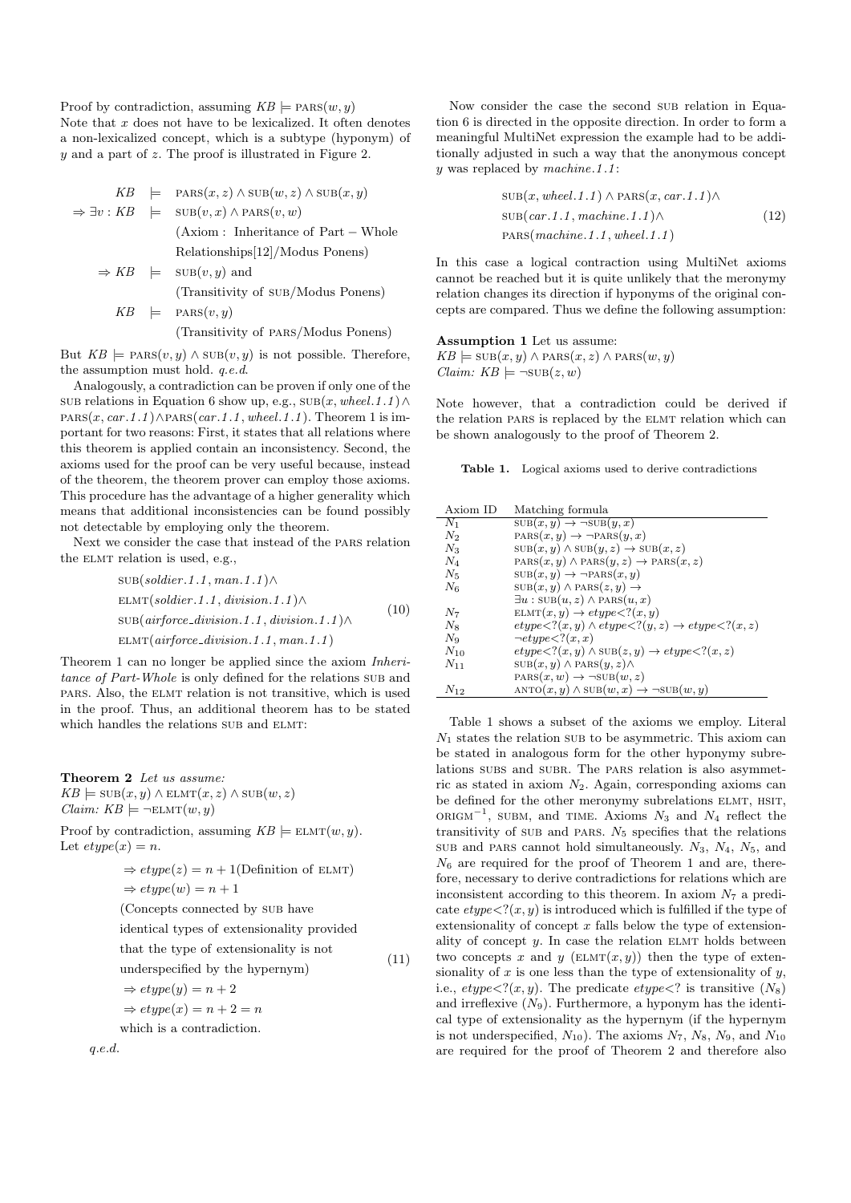Proof by contradiction, assuming $KB \models \textsc{pars}(w, y)$
Note that $x$ does not have to be lexicalized. It often denotes a non-lexicalized concept, which is a subtype (hyponym) of $y$ and a part of $z$. The proof is illustrated in Figure 2.

$$
\begin{aligned}
KB &\models \textsc{pars}(x, z) \wedge \textsc{sub}(w, z) \wedge \textsc{sub}(x, y) \\
\Rightarrow \exists v : KB &\models \textsc{sub}(v, x) \wedge \textsc{pars}(v, w) \\
&\quad \text{(Axiom : Inheritance of Part} - \text{Whole} \\
&\quad \text{Relationships[12]/Modus Ponens)} \\
\Rightarrow KB &\models \textsc{sub}(v, y) \text{ and} \\
&\quad \text{(Transitivity of } \textsc{sub}\text{/Modus Ponens)} \\
KB &\models \textsc{pars}(v, y) \\
&\quad \text{(Transitivity of } \textsc{pars}\text{/Modus Ponens)}
\end{aligned}
$$

But $KB \models \textsc{pars}(v, y) \wedge \textsc{sub}(v, y)$ is not possible. Therefore, the assumption must hold. *q.e.d.*

Analogously, a contradiction can be proven if only one of the SUB relations in Equation 6 show up, e.g., $\textsc{sub}(x, \textit{wheel.1.1}) \wedge \textsc{pars}(x, \textit{car.1.1}) \wedge \textsc{pars}(\textit{car.1.1}, \textit{wheel.1.1})$. Theorem 1 is important for two reasons: First, it states that all relations where this theorem is applied contain an inconsistency. Second, the axioms used for the proof can be very useful because, instead of the theorem, the theorem prover can employ those axioms. This procedure has the advantage of a higher generality which means that additional inconsistencies can be found possibly not detectable by employing only the theorem.

Next we consider the case that instead of the PARS relation the ELMT relation is used, e.g.,

$$
\begin{aligned}
&\textsc{sub}(\textit{soldier.1.1}, \textit{man.1.1}) \wedge \\
&\textsc{elmt}(\textit{soldier.1.1}, \textit{division.1.1}) \wedge \\
&\textsc{sub}(\textit{airforce\_division.1.1}, \textit{division.1.1}) \wedge \\
&\textsc{elmt}(\textit{airforce\_division.1.1}, \textit{man.1.1})
\end{aligned}
\tag{10}
$$

Theorem 1 can no longer be applied since the axiom *Inheritance of Part-Whole* is only defined for the relations SUB and PARS. Also, the ELMT relation is not transitive, which is used in the proof. Thus, an additional theorem has to be stated which handles the relations SUB and ELMT:

**Theorem 2** *Let us assume:*
$KB \models \textsc{sub}(x, y) \wedge \textsc{elmt}(x, z) \wedge \textsc{sub}(w, z)$
*Claim:* $KB \models \neg\textsc{elmt}(w, y)$

Proof by contradiction, assuming $KB \models \textsc{elmt}(w, y)$.
Let $etype(x) = n$.

$$
\begin{aligned}
&\Rightarrow etype(z) = n + 1 \text{(Definition of } \textsc{elmt}) \\
&\Rightarrow etype(w) = n + 1 \\
&\text{(Concepts connected by } \textsc{sub} \text{ have} \\
&\text{identical types of extensionality provided} \\
&\text{that the type of extensionality is not} \\
&\text{underspecified by the hypernym)} \\
&\Rightarrow etype(y) = n + 2 \\
&\Rightarrow etype(x) = n + 2 = n \\
&\text{which is a contradiction.}
\end{aligned}
\tag{11}
$$

*q.e.d.*

Now consider the case the second SUB relation in Equation 6 is directed in the opposite direction. In order to form a meaningful MultiNet expression the example had to be additionally adjusted in such a way that the anonymous concept $y$ was replaced by *machine.1.1*:

$$
\begin{aligned}
&\textsc{sub}(x, \textit{wheel.1.1}) \wedge \textsc{pars}(x, \textit{car.1.1}) \wedge \\
&\textsc{sub}(\textit{car.1.1}, \textit{machine.1.1}) \wedge \\
&\textsc{pars}(\textit{machine.1.1}, \textit{wheel.1.1})
\end{aligned}
\tag{12}
$$

In this case a logical contraction using MultiNet axioms cannot be reached but it is quite unlikely that the meronymy relation changes its direction if hyponyms of the original concepts are compared. Thus we define the following assumption:

**Assumption 1** Let us assume:
$KB \models \textsc{sub}(x, y) \wedge \textsc{pars}(x, z) \wedge \textsc{pars}(w, y)$
*Claim:* $KB \models \neg\textsc{sub}(z, w)$

Note however, that a contradiction could be derived if the relation PARS is replaced by the ELMT relation which can be shown analogously to the proof of Theorem 2.

**Table 1.** Logical axioms used to derive contradictions

| Axiom ID | Matching formula |
|---|---|
| $N_1$ | $\textsc{sub}(x, y) \rightarrow \neg\textsc{sub}(y, x)$ |
| $N_2$ | $\textsc{pars}(x, y) \rightarrow \neg\textsc{pars}(y, x)$ |
| $N_3$ | $\textsc{sub}(x, y) \wedge \textsc{sub}(y, z) \rightarrow \textsc{sub}(x, z)$ |
| $N_4$ | $\textsc{pars}(x, y) \wedge \textsc{pars}(y, z) \rightarrow \textsc{pars}(x, z)$ |
| $N_5$ | $\textsc{sub}(x, y) \rightarrow \neg\textsc{pars}(x, y)$ |
| $N_6$ | $\textsc{sub}(x, y) \wedge \textsc{pars}(z, y) \rightarrow \exists u : \textsc{sub}(u, z) \wedge \textsc{pars}(u, x)$ |
| $N_7$ | $\textsc{elmt}(x, y) \rightarrow etype{<}?(x, y)$ |
| $N_8$ | $etype{<}?(x, y) \wedge etype{<}?(y, z) \rightarrow etype{<}?(x, z)$ |
| $N_9$ | $\neg etype{<}?(x, x)$ |
| $N_{10}$ | $etype{<}?(x, y) \wedge \textsc{sub}(z, y) \rightarrow etype{<}?(x, z)$ |
| $N_{11}$ | $\textsc{sub}(x, y) \wedge \textsc{pars}(y, z) \wedge \textsc{pars}(x, w) \rightarrow \neg\textsc{sub}(w, z)$ |
| $N_{12}$ | $\textsc{anto}(x, y) \wedge \textsc{sub}(w, x) \rightarrow \neg\textsc{sub}(w, y)$ |

Table 1 shows a subset of the axioms we employ. Literal $N_1$ states the relation SUB to be asymmetric. This axiom can be stated in analogous form for the other hyponymy subrelations SUBS and SUBR. The PARS relation is also asymmetric as stated in axiom $N_2$. Again, corresponding axioms can be defined for the other meronymy subrelations ELMT, HSIT, $\textsc{origm}^{-1}$, SUBM, and TIME. Axioms $N_3$ and $N_4$ reflect the transitivity of SUB and PARS. $N_5$ specifies that the relations SUB and PARS cannot hold simultaneously. $N_3$, $N_4$, $N_5$, and $N_6$ are required for the proof of Theorem 1 and are, therefore, necessary to derive contradictions for relations which are inconsistent according to this theorem. In axiom $N_7$ a predicate $etype{<}?(x, y)$ is introduced which is fulfilled if the type of extensionality of concept $x$ falls below the type of extensionality of concept $y$. In case the relation ELMT holds between two concepts $x$ and $y$ ($\textsc{elmt}(x, y)$) then the type of extensionality of $x$ is one less than the type of extensionality of $y$, i.e., $etype{<}?(x, y)$. The predicate $etype{<}?$ is transitive ($N_8$) and irreflexive ($N_9$). Furthermore, a hyponym has the identical type of extensionality as the hypernym (if the hypernym is not underspecified, $N_{10}$). The axioms $N_7$, $N_8$, $N_9$, and $N_{10}$ are required for the proof of Theorem 2 and therefore also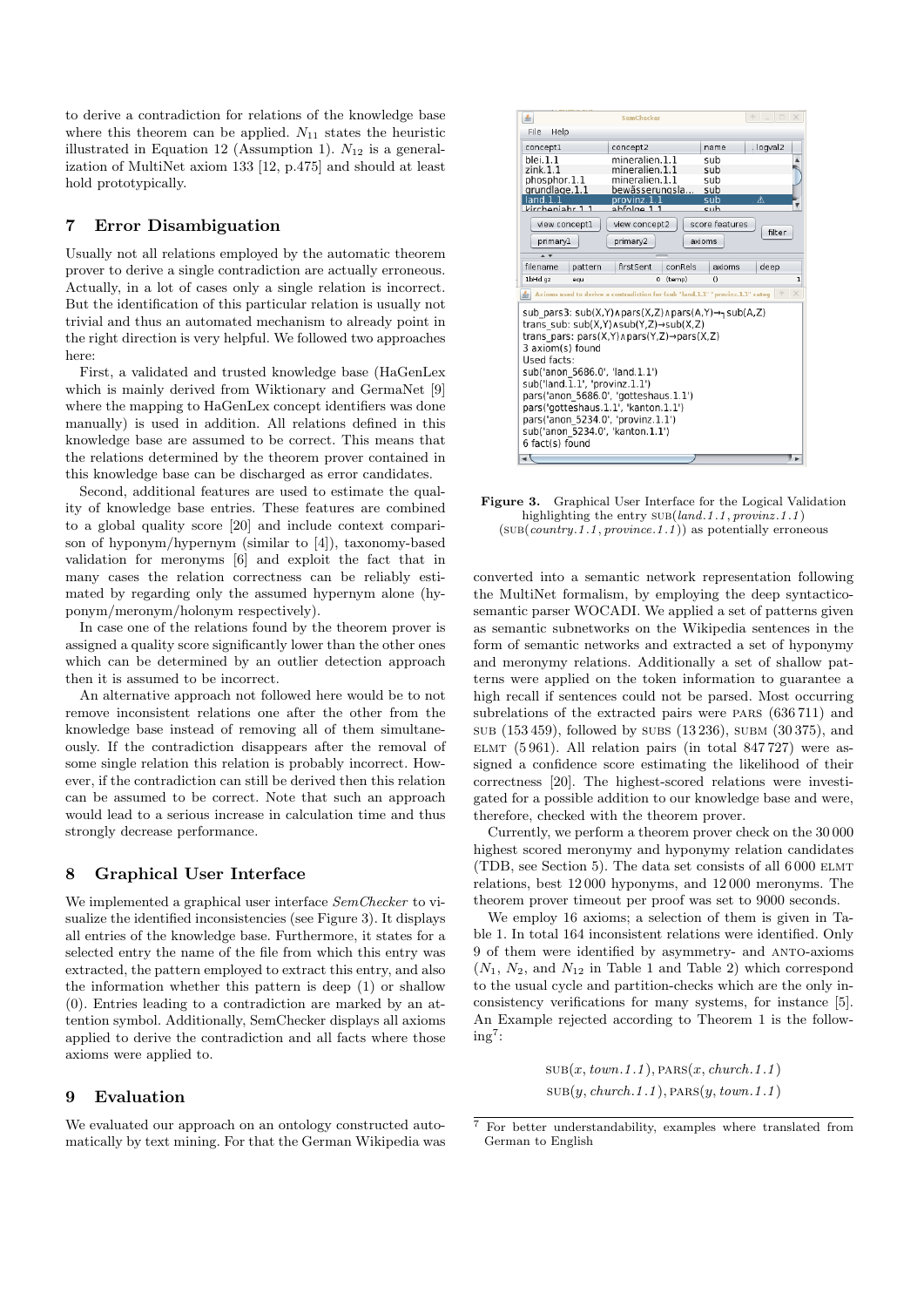to derive a contradiction for relations of the knowledge base where this theorem can be applied. $N_{11}$ states the heuristic illustrated in Equation 12 (Assumption 1). $N_{12}$ is a generalization of MultiNet axiom 133 [12, p.475] and should at least hold prototypically.

## 7 Error Disambiguation

Usually not all relations employed by the automatic theorem prover to derive a single contradiction are actually erroneous. Actually, in a lot of cases only a single relation is incorrect. But the identification of this particular relation is usually not trivial and thus an automated mechanism to already point in the right direction is very helpful. We followed two approaches here:

First, a validated and trusted knowledge base (HaGenLex which is mainly derived from Wiktionary and GermaNet [9] where the mapping to HaGenLex concept identifiers was done manually) is used in addition. All relations defined in this knowledge base are assumed to be correct. This means that the relations determined by the theorem prover contained in this knowledge base can be discharged as error candidates.

Second, additional features are used to estimate the quality of knowledge base entries. These features are combined to a global quality score [20] and include context comparison of hyponym/hypernym (similar to [4]), taxonomy-based validation for meronyms [6] and exploit the fact that in many cases the relation correctness can be reliably estimated by regarding only the assumed hypernym alone (hyponym/meronym/holonym respectively).

In case one of the relations found by the theorem prover is assigned a quality score significantly lower than the other ones which can be determined by an outlier detection approach then it is assumed to be incorrect.

An alternative approach not followed here would be to not remove inconsistent relations one after the other from the knowledge base instead of removing all of them simultaneously. If the contradiction disappears after the removal of some single relation this relation is probably incorrect. However, if the contradiction can still be derived then this relation can be assumed to be correct. Note that such an approach would lead to a serious increase in calculation time and thus strongly decrease performance.

## 8 Graphical User Interface

We implemented a graphical user interface *SemChecker* to visualize the identified inconsistencies (see Figure 3). It displays all entries of the knowledge base. Furthermore, it states for a selected entry the name of the file from which this entry was extracted, the pattern employed to extract this entry, and also the information whether this pattern is deep (1) or shallow (0). Entries leading to a contradiction are marked by an attention symbol. Additionally, SemChecker displays all axioms applied to derive the contradiction and all facts where those axioms were applied to.

## 9 Evaluation

We evaluated our approach on an ontology constructed automatically by text mining. For that the German Wikipedia was converted into a semantic network representation following the MultiNet formalism, by employing the deep syntactico-semantic parser WOCADI. We applied a set of patterns given as semantic subnetworks on the Wikipedia sentences in the form of semantic networks and extracted a set of hyponymy and meronymy relations. Additionally a set of shallow patterns were applied on the token information to guarantee a high recall if sentences could not be parsed. Most occurring subrelations of the extracted pairs were PARS (636 711) and SUB (153 459), followed by SUBS (13 236), SUBM (30 375), and ELMT (5 961). All relation pairs (in total 847 727) were assigned a confidence score estimating the likelihood of their correctness [20]. The highest-scored relations were investigated for a possible addition to our knowledge base and were, therefore, checked with the theorem prover.

Currently, we perform a theorem prover check on the 30 000 highest scored meronymy and hyponymy relation candidates (TDB, see Section 5). The data set consists of all 6 000 ELMT relations, best 12 000 hyponyms, and 12 000 meronyms. The theorem prover timeout per proof was set to 9000 seconds.

We employ 16 axioms; a selection of them is given in Table 1. In total 164 inconsistent relations were identified. Only 9 of them were identified by asymmetry- and ANTO-axioms ($N_1$, $N_2$, and $N_{12}$ in Table 1 and Table 2) which correspond to the usual cycle and partition-checks which are the only inconsistency verifications for many systems, for instance [5]. An Example rejected according to Theorem 1 is the following[7]:

$$\text{SUB}(x, \textit{town.1.1}), \text{PARS}(x, \textit{church.1.1})$$
$$\text{SUB}(y, \textit{church.1.1}), \text{PARS}(y, \textit{town.1.1})$$

Figure 3. Graphical User Interface for the Logical Validation highlighting the entry SUB(*land.1.1*, *provinz.1.1*) (SUB(*country.1.1*, *province.1.1*)) as potentially erroneous

[7] For better understandability, examples where translated from German to English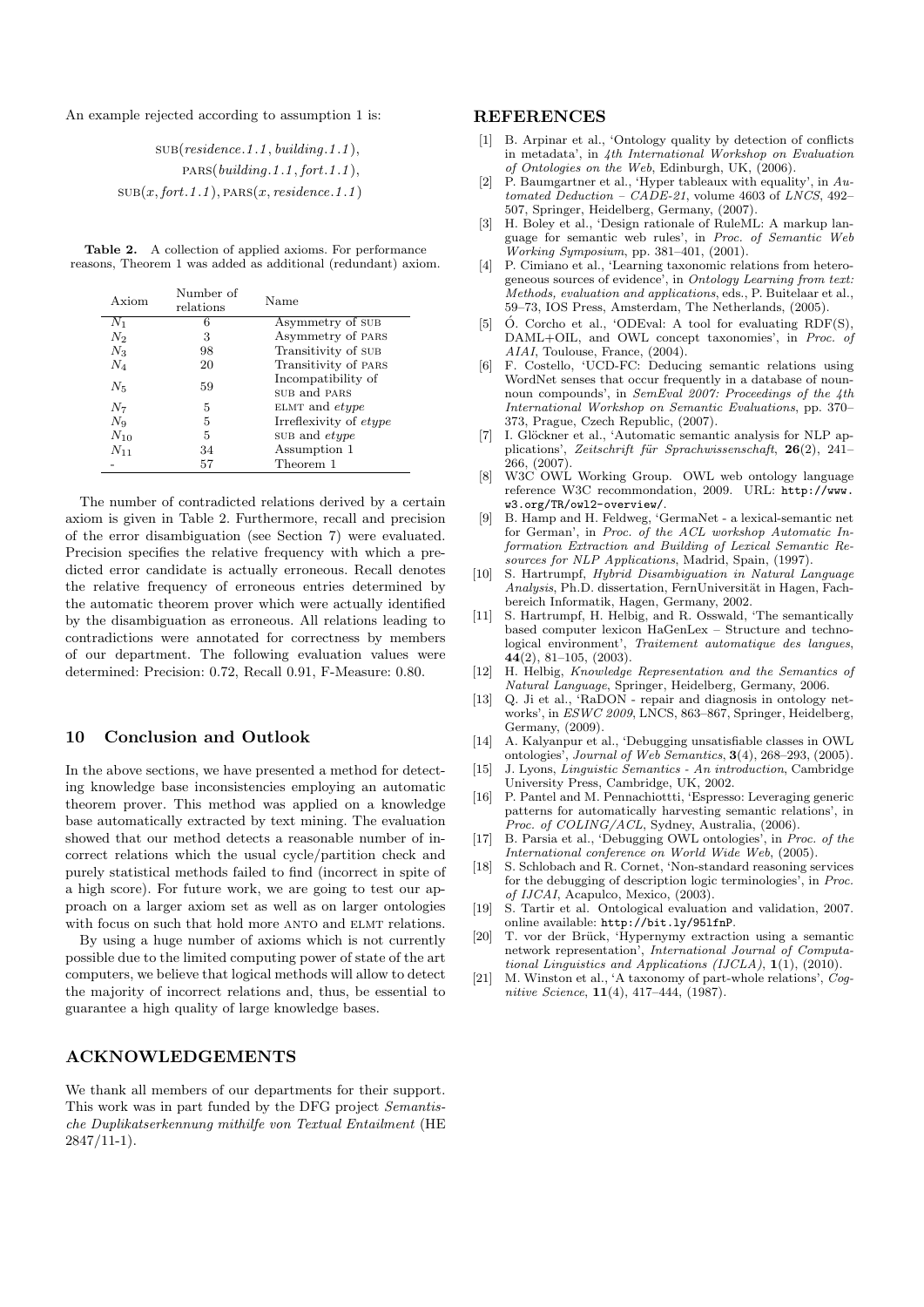An example rejected according to assumption 1 is:

$$\textsc{sub}(\textit{residence.1.1}, \textit{building.1.1}),$$
$$\textsc{pars}(\textit{building.1.1}, \textit{fort.1.1}),$$
$$\textsc{sub}(x, \textit{fort.1.1}), \textsc{pars}(x, \textit{residence.1.1})$$

**Table 2.** A collection of applied axioms. For performance reasons, Theorem 1 was added as additional (redundant) axiom.

| Axiom | Number of relations | Name |
|---|---|---|
| $N_1$ | 6 | Asymmetry of SUB |
| $N_2$ | 3 | Asymmetry of PARS |
| $N_3$ | 98 | Transitivity of SUB |
| $N_4$ | 20 | Transitivity of PARS |
| $N_5$ | 59 | Incompatibility of SUB and PARS |
| $N_7$ | 5 | ELMT and *etype* |
| $N_9$ | 5 | Irreflexivity of *etype* |
| $N_{10}$ | 5 | SUB and *etype* |
| $N_{11}$ | 34 | Assumption 1 |
| - | 57 | Theorem 1 |

The number of contradicted relations derived by a certain axiom is given in Table 2. Furthermore, recall and precision of the error disambiguation (see Section 7) were evaluated. Precision specifies the relative frequency with which a predicted error candidate is actually erroneous. Recall denotes the relative frequency of erroneous entries determined by the automatic theorem prover which were actually identified by the disambiguation as erroneous. All relations leading to contradictions were annotated for correctness by members of our department. The following evaluation values were determined: Precision: 0.72, Recall 0.91, F-Measure: 0.80.

## 10 Conclusion and Outlook

In the above sections, we have presented a method for detecting knowledge base inconsistencies employing an automatic theorem prover. This method was applied on a knowledge base automatically extracted by text mining. The evaluation showed that our method detects a reasonable number of incorrect relations which the usual cycle/partition check and purely statistical methods failed to find (incorrect in spite of a high score). For future work, we are going to test our approach on a larger axiom set as well as on larger ontologies with focus on such that hold more ANTO and ELMT relations.

By using a huge number of axioms which is not currently possible due to the limited computing power of state of the art computers, we believe that logical methods will allow to detect the majority of incorrect relations and, thus, be essential to guarantee a high quality of large knowledge bases.

## ACKNOWLEDGEMENTS

We thank all members of our departments for their support. This work was in part funded by the DFG project *Semantische Duplikatserkennung mithilfe von Textual Entailment* (HE 2847/11-1).

## REFERENCES

[1] B. Arpinar et al., 'Ontology quality by detection of conflicts in metadata', in *4th International Workshop on Evaluation of Ontologies on the Web*, Edinburgh, UK, (2006).

[2] P. Baumgartner et al., 'Hyper tableaux with equality', in *Automated Deduction – CADE-21*, volume 4603 of *LNCS*, 492–507, Springer, Heidelberg, Germany, (2007).

[3] H. Boley et al., 'Design rationale of RuleML: A markup language for semantic web rules', in *Proc. of Semantic Web Working Symposium*, pp. 381–401, (2001).

[4] P. Cimiano et al., 'Learning taxonomic relations from heterogeneous sources of evidence', in *Ontology Learning from text: Methods, evaluation and applications*, eds., P. Buitelaar et al., 59–73, IOS Press, Amsterdam, The Netherlands, (2005).

[5] Ó. Corcho et al., 'ODEval: A tool for evaluating RDF(S), DAML+OIL, and OWL concept taxonomies', in *Proc. of AIAI*, Toulouse, France, (2004).

[6] F. Costello, 'UCD-FC: Deducing semantic relations using WordNet senses that occur frequently in a database of noun-noun compounds', in *SemEval 2007: Proceedings of the 4th International Workshop on Semantic Evaluations*, pp. 370–373, Prague, Czech Republic, (2007).

[7] I. Glöckner et al., 'Automatic semantic analysis for NLP applications', *Zeitschrift für Sprachwissenschaft*, **26**(2), 241–266, (2007).

[8] W3C OWL Working Group. OWL web ontology language reference W3C recommendation, 2009. URL: http://www.w3.org/TR/owl2-overview/.

[9] B. Hamp and H. Feldweg, 'GermaNet - a lexical-semantic net for German', in *Proc. of the ACL workshop Automatic Information Extraction and Building of Lexical Semantic Resources for NLP Applications*, Madrid, Spain, (1997).

[10] S. Hartrumpf, *Hybrid Disambiguation in Natural Language Analysis*, Ph.D. dissertation, FernUniversität in Hagen, Fachbereich Informatik, Hagen, Germany, 2002.

[11] S. Hartrumpf, H. Helbig, and R. Osswald, 'The semantically based computer lexicon HaGenLex – Structure and technological environment', *Traitement automatique des langues*, **44**(2), 81–105, (2003).

[12] H. Helbig, *Knowledge Representation and the Semantics of Natural Language*, Springer, Heidelberg, Germany, 2006.

[13] Q. Ji et al., 'RaDON - repair and diagnosis in ontology networks', in *ESWC 2009*, LNCS, 863–867, Springer, Heidelberg, Germany, (2009).

[14] A. Kalyanpur et al., 'Debugging unsatisfiable classes in OWL ontologies', *Journal of Web Semantics*, **3**(4), 268–293, (2005).

[15] J. Lyons, *Linguistic Semantics - An introduction*, Cambridge University Press, Cambridge, UK, 2002.

[16] P. Pantel and M. Pennachiottti, 'Espresso: Leveraging generic patterns for automatically harvesting semantic relations', in *Proc. of COLING/ACL*, Sydney, Australia, (2006).

[17] B. Parsia et al., 'Debugging OWL ontologies', in *Proc. of the International conference on World Wide Web*, (2005).

[18] S. Schlobach and R. Cornet, 'Non-standard reasoning services for the debugging of description logic terminologies', in *Proc. of IJCAI*, Acapulco, Mexico, (2003).

[19] S. Tartir et al. Ontological evaluation and validation, 2007. online available: http://bit.ly/95lfnP.

[20] T. vor der Brück, 'Hypernymy extraction using a semantic network representation', *International Journal of Computational Linguistics and Applications (IJCLA)*, **1**(1), (2010).

[21] M. Winston et al., 'A taxonomy of part-whole relations', *Cognitive Science*, **11**(4), 417–444, (1987).